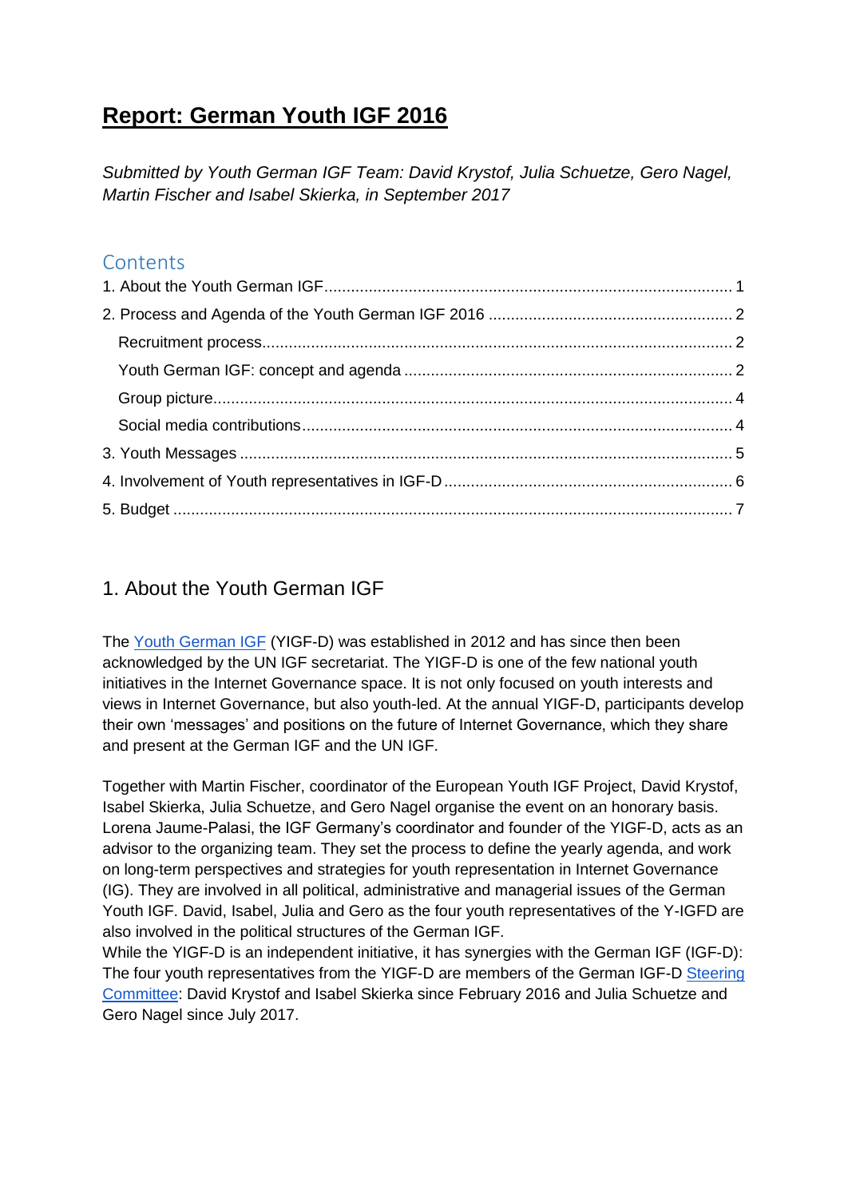# Report: German Youth IGF 2016

*Submitted by Youth German IGF Team: David Krystof, Julia Schuetze, Gero Nagel, Martin Fischer and Isabel Skierka, in September 2017*

## Contents

1. About the Youth German IGF ... 1
2. Process and Agenda of the Youth German IGF 2016 ... 2
   - Recruitment process ... 2
   - Youth German IGF: concept and agenda ... 2
   - Group picture ... 4
   - Social media contributions ... 4
3. Youth Messages ... 5
4. Involvement of Youth representatives in IGF-D ... 6
5. Budget ... 7

## 1. About the Youth German IGF

The Youth German IGF (YIGF-D) was established in 2012 and has since then been acknowledged by the UN IGF secretariat. The YIGF-D is one of the few national youth initiatives in the Internet Governance space. It is not only focused on youth interests and views in Internet Governance, but also youth-led. At the annual YIGF-D, participants develop their own 'messages' and positions on the future of Internet Governance, which they share and present at the German IGF and the UN IGF.

Together with Martin Fischer, coordinator of the European Youth IGF Project, David Krystof, Isabel Skierka, Julia Schuetze, and Gero Nagel organise the event on an honorary basis. Lorena Jaume-Palasi, the IGF Germany's coordinator and founder of the YIGF-D, acts as an advisor to the organizing team. They set the process to define the yearly agenda, and work on long-term perspectives and strategies for youth representation in Internet Governance (IG). They are involved in all political, administrative and managerial issues of the German Youth IGF. David, Isabel, Julia and Gero as the four youth representatives of the Y-IGFD are also involved in the political structures of the German IGF.

While the YIGF-D is an independent initiative, it has synergies with the German IGF (IGF-D): The four youth representatives from the YIGF-D are members of the German IGF-D Steering Committee: David Krystof and Isabel Skierka since February 2016 and Julia Schuetze and Gero Nagel since July 2017.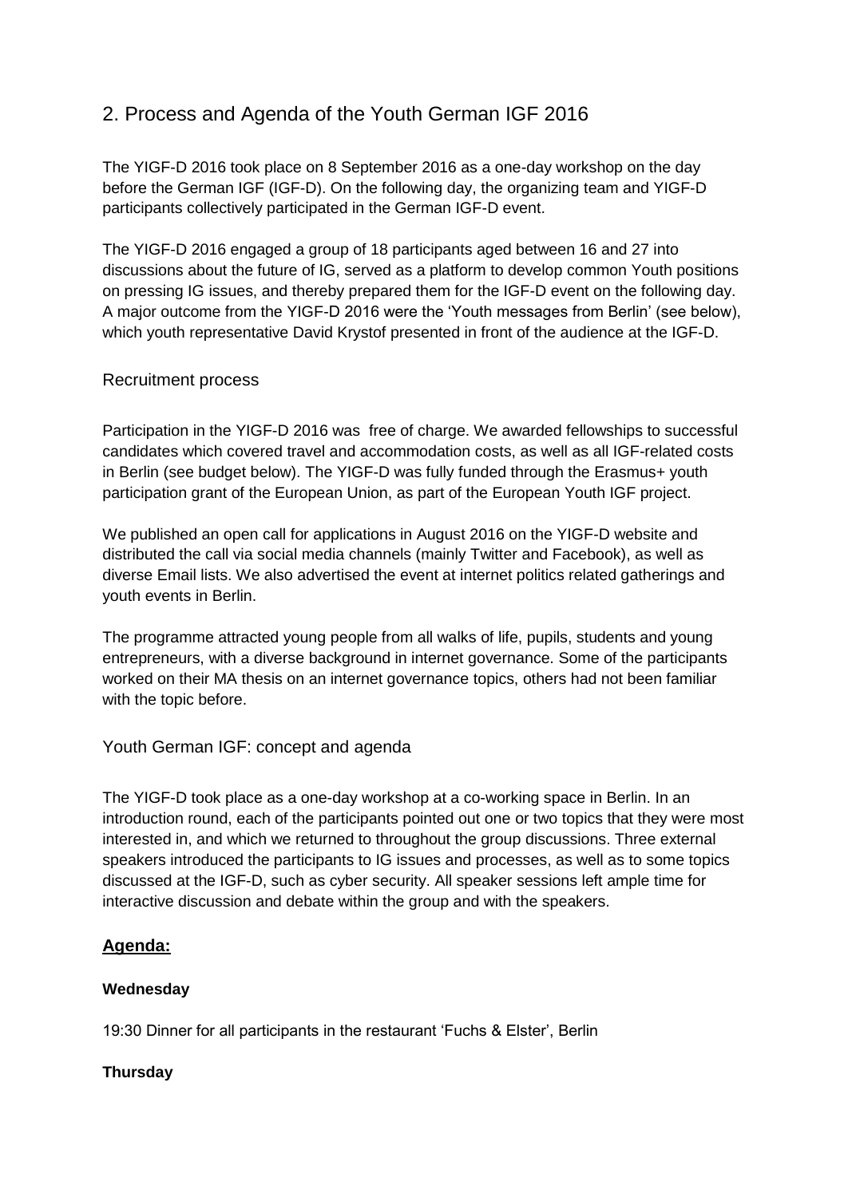## 2. Process and Agenda of the Youth German IGF 2016

The YIGF-D 2016 took place on 8 September 2016 as a one-day workshop on the day before the German IGF (IGF-D). On the following day, the organizing team and YIGF-D participants collectively participated in the German IGF-D event.

The YIGF-D 2016 engaged a group of 18 participants aged between 16 and 27 into discussions about the future of IG, served as a platform to develop common Youth positions on pressing IG issues, and thereby prepared them for the IGF-D event on the following day. A major outcome from the YIGF-D 2016 were the 'Youth messages from Berlin' (see below), which youth representative David Krystof presented in front of the audience at the IGF-D.

### Recruitment process

Participation in the YIGF-D 2016 was free of charge. We awarded fellowships to successful candidates which covered travel and accommodation costs, as well as all IGF-related costs in Berlin (see budget below). The YIGF-D was fully funded through the Erasmus+ youth participation grant of the European Union, as part of the European Youth IGF project.

We published an open call for applications in August 2016 on the YIGF-D website and distributed the call via social media channels (mainly Twitter and Facebook), as well as diverse Email lists. We also advertised the event at internet politics related gatherings and youth events in Berlin.

The programme attracted young people from all walks of life, pupils, students and young entrepreneurs, with a diverse background in internet governance. Some of the participants worked on their MA thesis on an internet governance topics, others had not been familiar with the topic before.

### Youth German IGF: concept and agenda

The YIGF-D took place as a one-day workshop at a co-working space in Berlin. In an introduction round, each of the participants pointed out one or two topics that they were most interested in, and which we returned to throughout the group discussions. Three external speakers introduced the participants to IG issues and processes, as well as to some topics discussed at the IGF-D, such as cyber security. All speaker sessions left ample time for interactive discussion and debate within the group and with the speakers.

**Agenda:**

**Wednesday**

19:30 Dinner for all participants in the restaurant 'Fuchs & Elster', Berlin

**Thursday**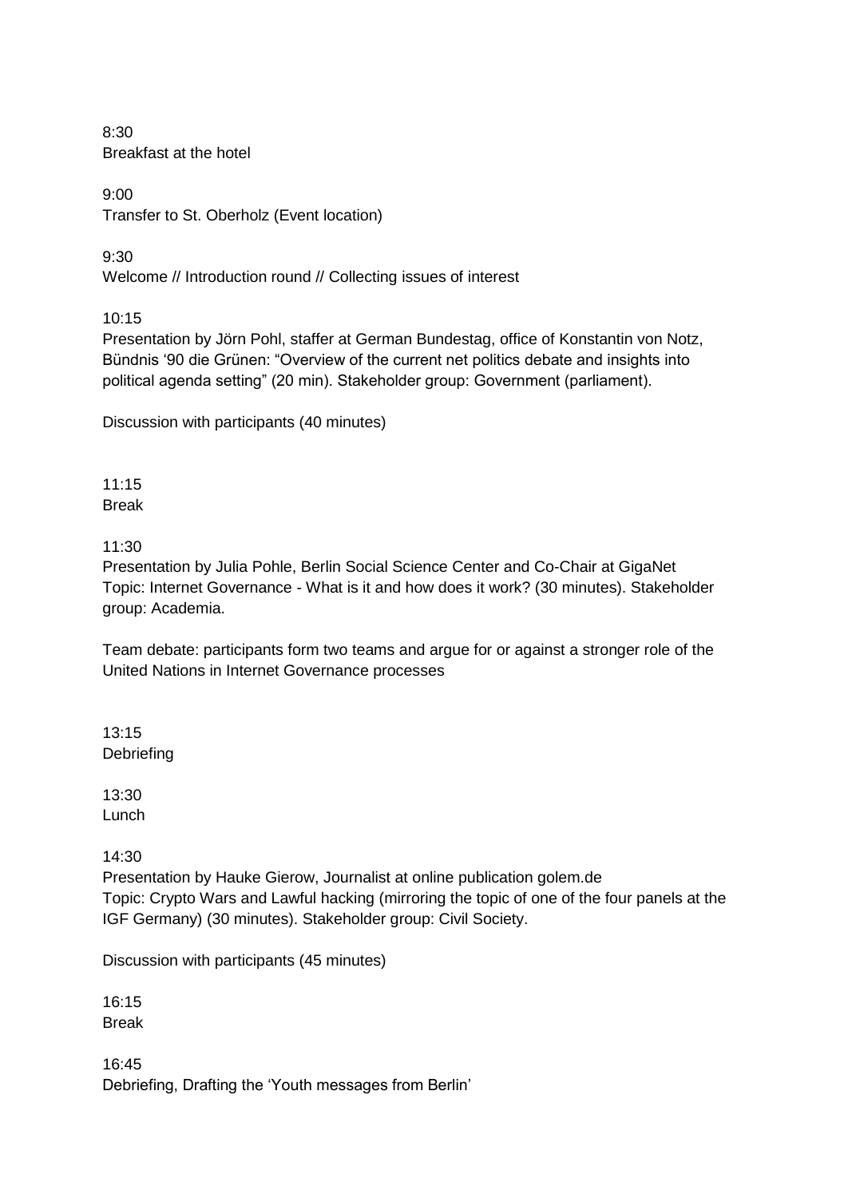8:30
Breakfast at the hotel

9:00
Transfer to St. Oberholz (Event location)

9:30
Welcome // Introduction round // Collecting issues of interest

10:15
Presentation by Jörn Pohl, staffer at German Bundestag, office of Konstantin von Notz, Bündnis '90 die Grünen: "Overview of the current net politics debate and insights into political agenda setting" (20 min). Stakeholder group: Government (parliament).

Discussion with participants (40 minutes)

11:15
Break

11:30
Presentation by Julia Pohle, Berlin Social Science Center and Co-Chair at GigaNet
Topic: Internet Governance - What is it and how does it work? (30 minutes). Stakeholder group: Academia.

Team debate: participants form two teams and argue for or against a stronger role of the United Nations in Internet Governance processes

13:15
Debriefing

13:30
Lunch

14:30
Presentation by Hauke Gierow, Journalist at online publication golem.de
Topic: Crypto Wars and Lawful hacking (mirroring the topic of one of the four panels at the IGF Germany) (30 minutes). Stakeholder group: Civil Society.

Discussion with participants (45 minutes)

16:15
Break

16:45
Debriefing, Drafting the 'Youth messages from Berlin'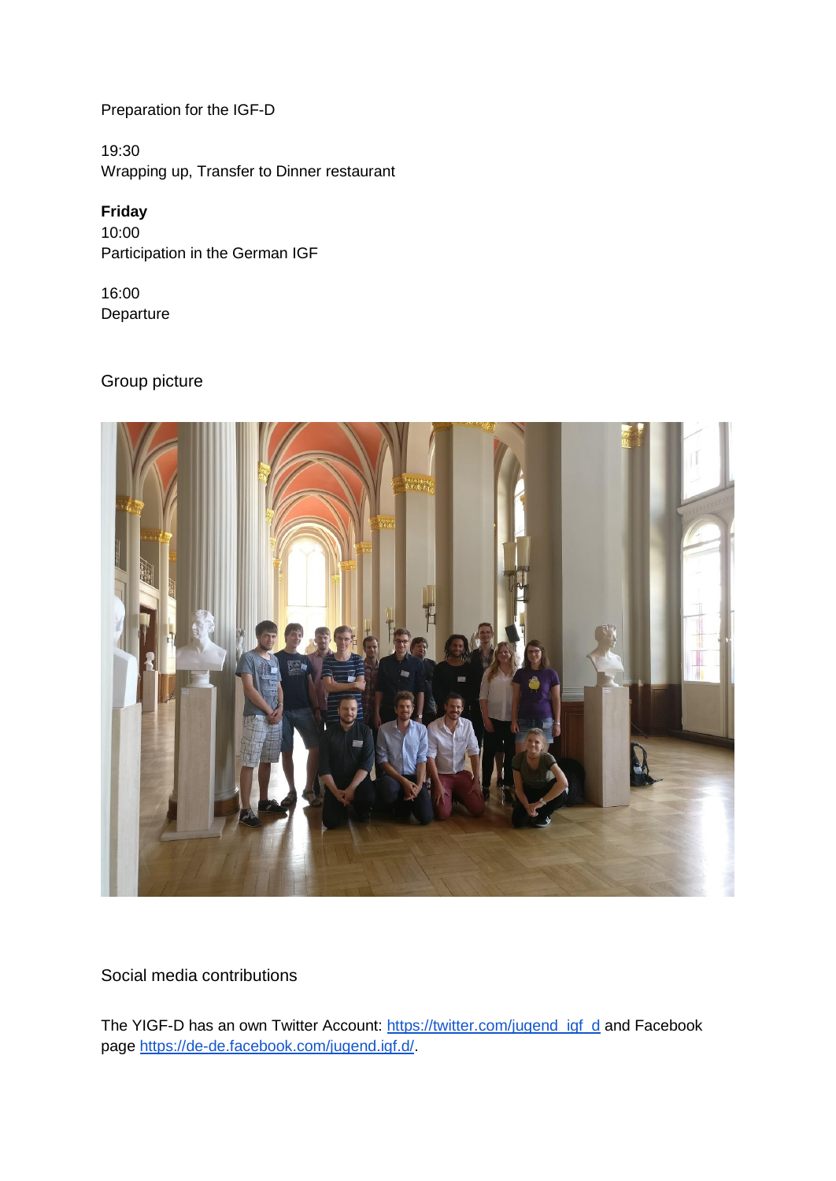Preparation for the IGF-D

19:30
Wrapping up, Transfer to Dinner restaurant

**Friday**
10:00
Participation in the German IGF

16:00
Departure

Group picture

Social media contributions

The YIGF-D has an own Twitter Account: [https://twitter.com/jugend_igf_d](https://twitter.com/jugend_igf_d) and Facebook page [https://de-de.facebook.com/jugend.igf.d/](https://de-de.facebook.com/jugend.igf.d/).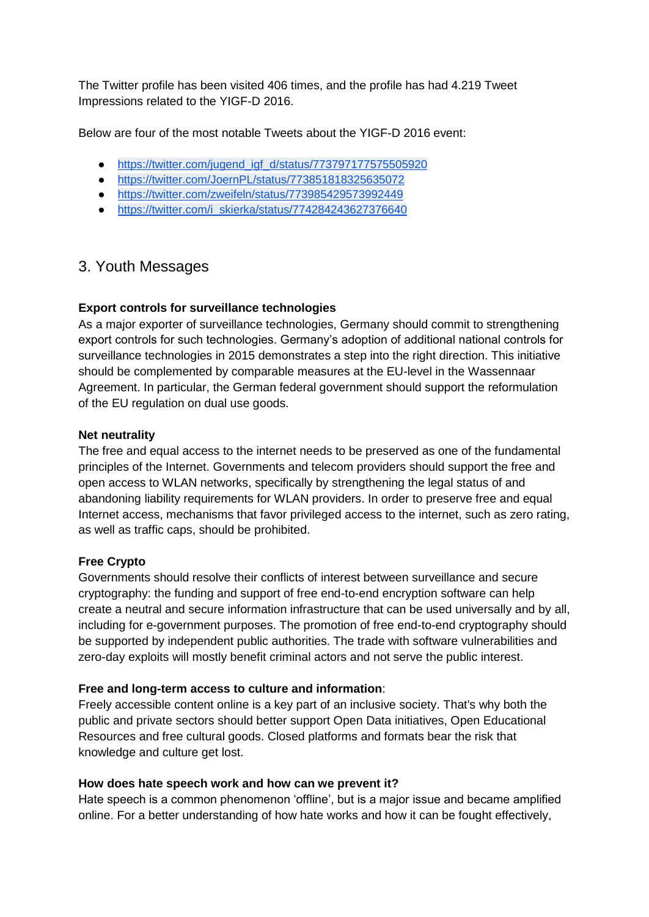The Twitter profile has been visited 406 times, and the profile has had 4.219 Tweet Impressions related to the YIGF-D 2016.

Below are four of the most notable Tweets about the YIGF-D 2016 event:

- https://twitter.com/jugend_igf_d/status/773797177575505920
- https://twitter.com/JoernPL/status/773851818325635072
- https://twitter.com/zweifeln/status/773985429573992449
- https://twitter.com/i_skierka/status/774284243627376640

## 3. Youth Messages

**Export controls for surveillance technologies**
As a major exporter of surveillance technologies, Germany should commit to strengthening export controls for such technologies. Germany's adoption of additional national controls for surveillance technologies in 2015 demonstrates a step into the right direction. This initiative should be complemented by comparable measures at the EU-level in the Wassennaar Agreement. In particular, the German federal government should support the reformulation of the EU regulation on dual use goods.

**Net neutrality**
The free and equal access to the internet needs to be preserved as one of the fundamental principles of the Internet. Governments and telecom providers should support the free and open access to WLAN networks, specifically by strengthening the legal status of and abandoning liability requirements for WLAN providers. In order to preserve free and equal Internet access, mechanisms that favor privileged access to the internet, such as zero rating, as well as traffic caps, should be prohibited.

**Free Crypto**
Governments should resolve their conflicts of interest between surveillance and secure cryptography: the funding and support of free end-to-end encryption software can help create a neutral and secure information infrastructure that can be used universally and by all, including for e-government purposes. The promotion of free end-to-end cryptography should be supported by independent public authorities. The trade with software vulnerabilities and zero-day exploits will mostly benefit criminal actors and not serve the public interest.

**Free and long-term access to culture and information**:
Freely accessible content online is a key part of an inclusive society. That's why both the public and private sectors should better support Open Data initiatives, Open Educational Resources and free cultural goods. Closed platforms and formats bear the risk that knowledge and culture get lost.

**How does hate speech work and how can we prevent it?**
Hate speech is a common phenomenon 'offline', but is a major issue and became amplified online. For a better understanding of how hate works and how it can be fought effectively,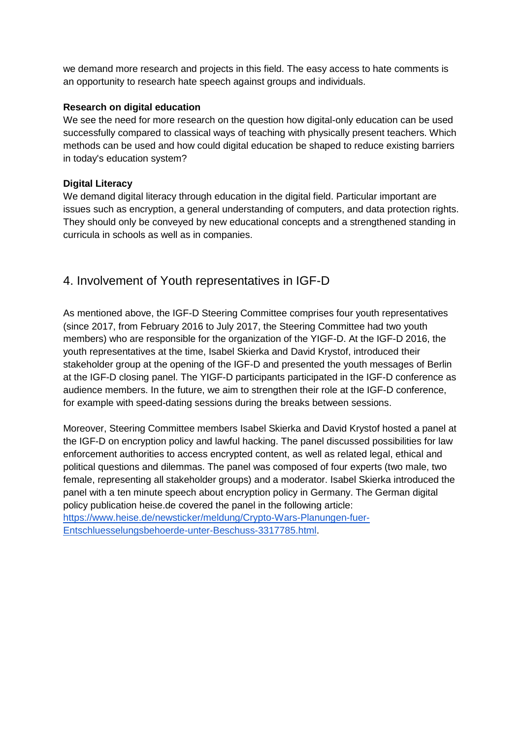we demand more research and projects in this field. The easy access to hate comments is an opportunity to research hate speech against groups and individuals.

**Research on digital education**

We see the need for more research on the question how digital-only education can be used successfully compared to classical ways of teaching with physically present teachers. Which methods can be used and how could digital education be shaped to reduce existing barriers in today's education system?

**Digital Literacy**

We demand digital literacy through education in the digital field. Particular important are issues such as encryption, a general understanding of computers, and data protection rights. They should only be conveyed by new educational concepts and a strengthened standing in curricula in schools as well as in companies.

## 4. Involvement of Youth representatives in IGF-D

As mentioned above, the IGF-D Steering Committee comprises four youth representatives (since 2017, from February 2016 to July 2017, the Steering Committee had two youth members) who are responsible for the organization of the YIGF-D. At the IGF-D 2016, the youth representatives at the time, Isabel Skierka and David Krystof, introduced their stakeholder group at the opening of the IGF-D and presented the youth messages of Berlin at the IGF-D closing panel. The YIGF-D participants participated in the IGF-D conference as audience members. In the future, we aim to strengthen their role at the IGF-D conference, for example with speed-dating sessions during the breaks between sessions.

Moreover, Steering Committee members Isabel Skierka and David Krystof hosted a panel at the IGF-D on encryption policy and lawful hacking. The panel discussed possibilities for law enforcement authorities to access encrypted content, as well as related legal, ethical and political questions and dilemmas. The panel was composed of four experts (two male, two female, representing all stakeholder groups) and a moderator. Isabel Skierka introduced the panel with a ten minute speech about encryption policy in Germany. The German digital policy publication heise.de covered the panel in the following article: [https://www.heise.de/newsticker/meldung/Crypto-Wars-Planungen-fuer-Entschluesselungsbehoerde-unter-Beschuss-3317785.html](https://www.heise.de/newsticker/meldung/Crypto-Wars-Planungen-fuer-Entschluesselungsbehoerde-unter-Beschuss-3317785.html).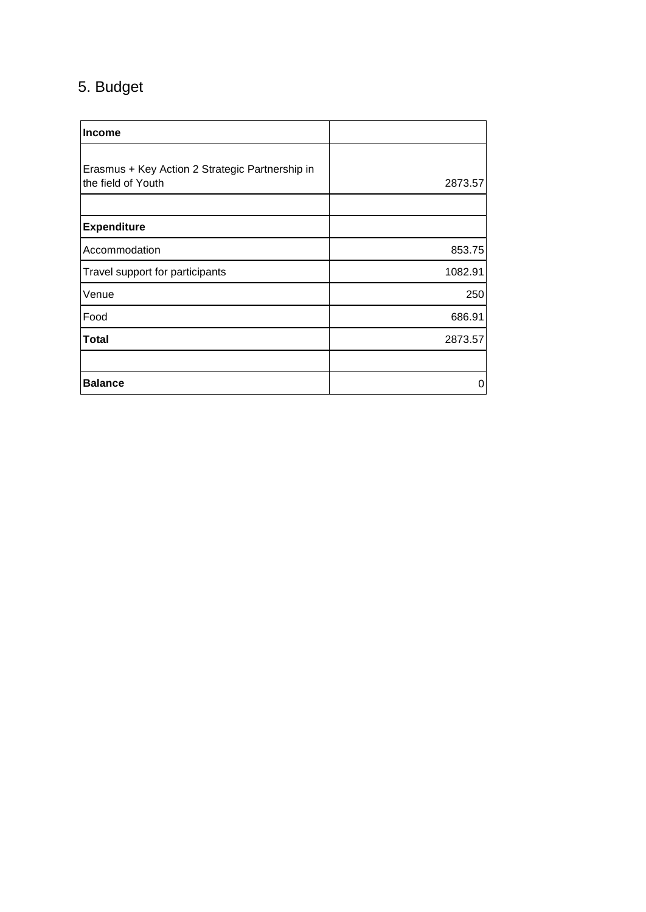## 5. Budget

| | |
|---|---|
| **Income** | |
| Erasmus + Key Action 2 Strategic Partnership in the field of Youth | 2873.57 |
| | |
| **Expenditure** | |
| Accommodation | 853.75 |
| Travel support for participants | 1082.91 |
| Venue | 250 |
| Food | 686.91 |
| **Total** | 2873.57 |
| | |
| **Balance** | 0 |